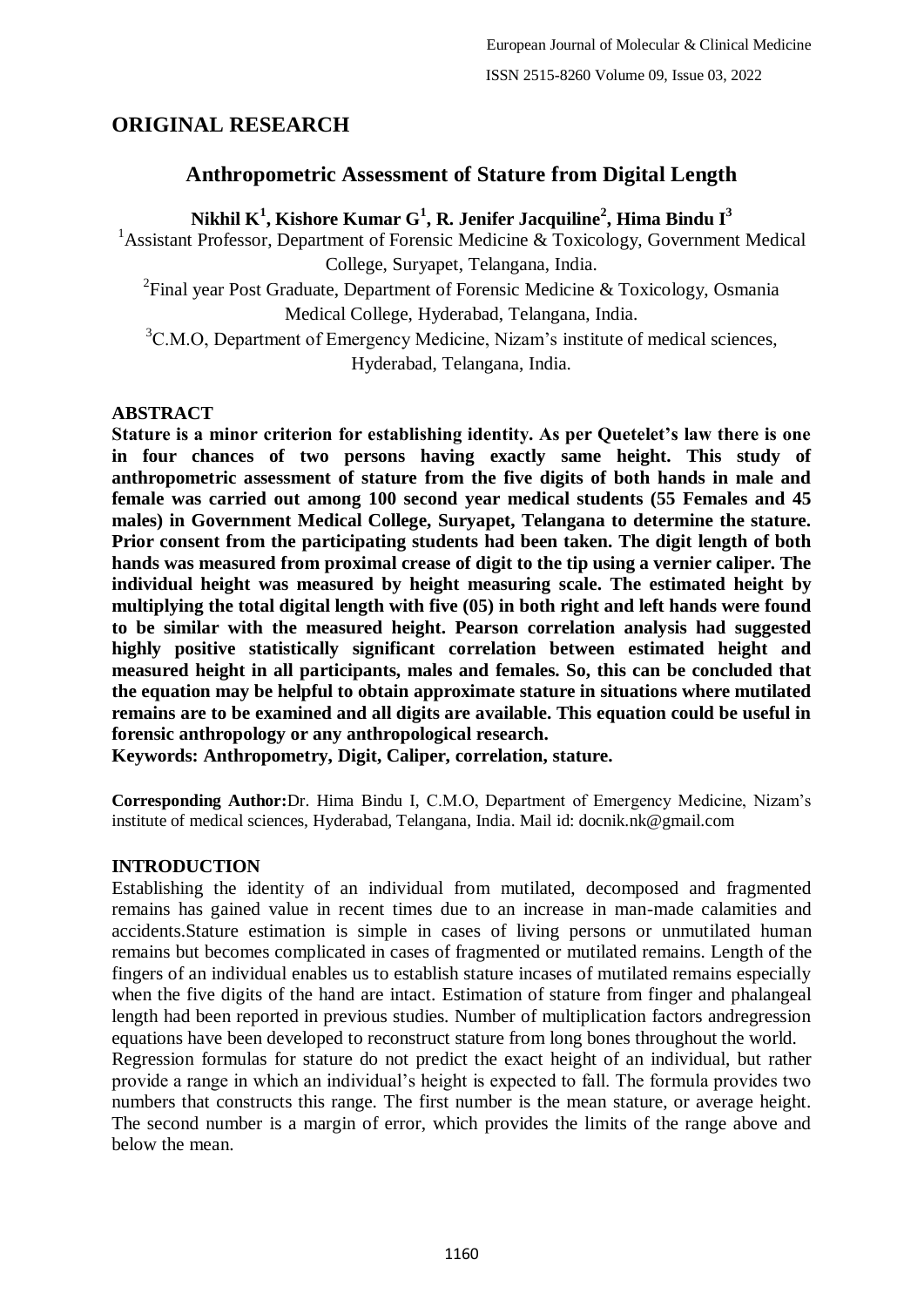## ORIGINAL RESEARCH

# Anthropometric Assessment of Stature from Digital Length

**Nikhil K[1], Kishore Kumar G[1], R. Jenifer Jacquiline[2], Hima Bindu I[3]**

[1]Assistant Professor, Department of Forensic Medicine & Toxicology, Government Medical College, Suryapet, Telangana, India.

[2]Final year Post Graduate, Department of Forensic Medicine & Toxicology, Osmania Medical College, Hyderabad, Telangana, India.

[3]C.M.O, Department of Emergency Medicine, Nizam's institute of medical sciences, Hyderabad, Telangana, India.

### ABSTRACT

**Stature is a minor criterion for establishing identity. As per Quetelet's law there is one in four chances of two persons having exactly same height. This study of anthropometric assessment of stature from the five digits of both hands in male and female was carried out among 100 second year medical students (55 Females and 45 males) in Government Medical College, Suryapet, Telangana to determine the stature. Prior consent from the participating students had been taken. The digit length of both hands was measured from proximal crease of digit to the tip using a vernier caliper. The individual height was measured by height measuring scale. The estimated height by multiplying the total digital length with five (05) in both right and left hands were found to be similar with the measured height. Pearson correlation analysis had suggested highly positive statistically significant correlation between estimated height and measured height in all participants, males and females. So, this can be concluded that the equation may be helpful to obtain approximate stature in situations where mutilated remains are to be examined and all digits are available. This equation could be useful in forensic anthropology or any anthropological research.**

**Keywords: Anthropometry, Digit, Caliper, correlation, stature.**

**Corresponding Author:** Dr. Hima Bindu I, C.M.O, Department of Emergency Medicine, Nizam's institute of medical sciences, Hyderabad, Telangana, India. Mail id: docnik.nk@gmail.com

### INTRODUCTION

Establishing the identity of an individual from mutilated, decomposed and fragmented remains has gained value in recent times due to an increase in man-made calamities and accidents.Stature estimation is simple in cases of living persons or unmutilated human remains but becomes complicated in cases of fragmented or mutilated remains. Length of the fingers of an individual enables us to establish stature incases of mutilated remains especially when the five digits of the hand are intact. Estimation of stature from finger and phalangeal length had been reported in previous studies. Number of multiplication factors andregression equations have been developed to reconstruct stature from long bones throughout the world.

Regression formulas for stature do not predict the exact height of an individual, but rather provide a range in which an individual's height is expected to fall. The formula provides two numbers that constructs this range. The first number is the mean stature, or average height. The second number is a margin of error, which provides the limits of the range above and below the mean.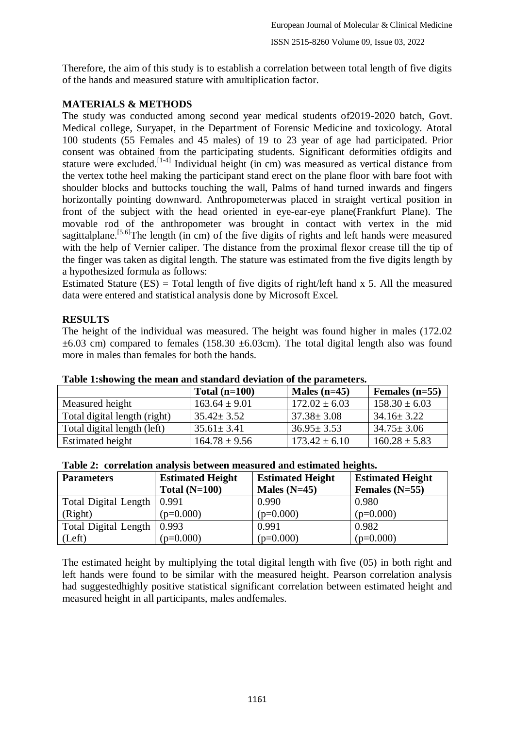Therefore, the aim of this study is to establish a correlation between total length of five digits of the hands and measured stature with amultiplication factor.

## MATERIALS & METHODS

The study was conducted among second year medical students of2019-2020 batch, Govt. Medical college, Suryapet, in the Department of Forensic Medicine and toxicology. Atotal 100 students (55 Females and 45 males) of 19 to 23 year of age had participated. Prior consent was obtained from the participating students. Significant deformities ofdigits and stature were excluded.[1-4] Individual height (in cm) was measured as vertical distance from the vertex tothe heel making the participant stand erect on the plane floor with bare foot with shoulder blocks and buttocks touching the wall, Palms of hand turned inwards and fingers horizontally pointing downward. Anthropometerwas placed in straight vertical position in front of the subject with the head oriented in eye-ear-eye plane(Frankfurt Plane). The movable rod of the anthropometer was brought in contact with vertex in the mid sagittalplane.[5,6]The length (in cm) of the five digits of rights and left hands were measured with the help of Vernier caliper. The distance from the proximal flexor crease till the tip of the finger was taken as digital length. The stature was estimated from the five digits length by a hypothesized formula as follows:

Estimated Stature (ES) = Total length of five digits of right/left hand x 5. All the measured data were entered and statistical analysis done by Microsoft Excel.

## RESULTS

The height of the individual was measured. The height was found higher in males (172.02 ±6.03 cm) compared to females (158.30 ±6.03cm). The total digital length also was found more in males than females for both the hands.

**Table 1:showing the mean and standard deviation of the parameters.**

| | Total (n=100) | Males (n=45) | Females (n=55) |
|---|---|---|---|
| Measured height | 163.64 ± 9.01 | 172.02 ± 6.03 | 158.30 ± 6.03 |
| Total digital length (right) | 35.42± 3.52 | 37.38± 3.08 | 34.16± 3.22 |
| Total digital length (left) | 35.61± 3.41 | 36.95± 3.53 | 34.75± 3.06 |
| Estimated height | 164.78 ± 9.56 | 173.42 ± 6.10 | 160.28 ± 5.83 |

**Table 2: correlation analysis between measured and estimated heights.**

| Parameters | Estimated Height Total (N=100) | Estimated Height Males (N=45) | Estimated Height Females (N=55) |
|---|---|---|---|
| Total Digital Length (Right) | 0.991 (p=0.000) | 0.990 (p=0.000) | 0.980 (p=0.000) |
| Total Digital Length (Left) | 0.993 (p=0.000) | 0.991 (p=0.000) | 0.982 (p=0.000) |

The estimated height by multiplying the total digital length with five (05) in both right and left hands were found to be similar with the measured height. Pearson correlation analysis had suggestedhighly positive statistical significant correlation between estimated height and measured height in all participants, males andfemales.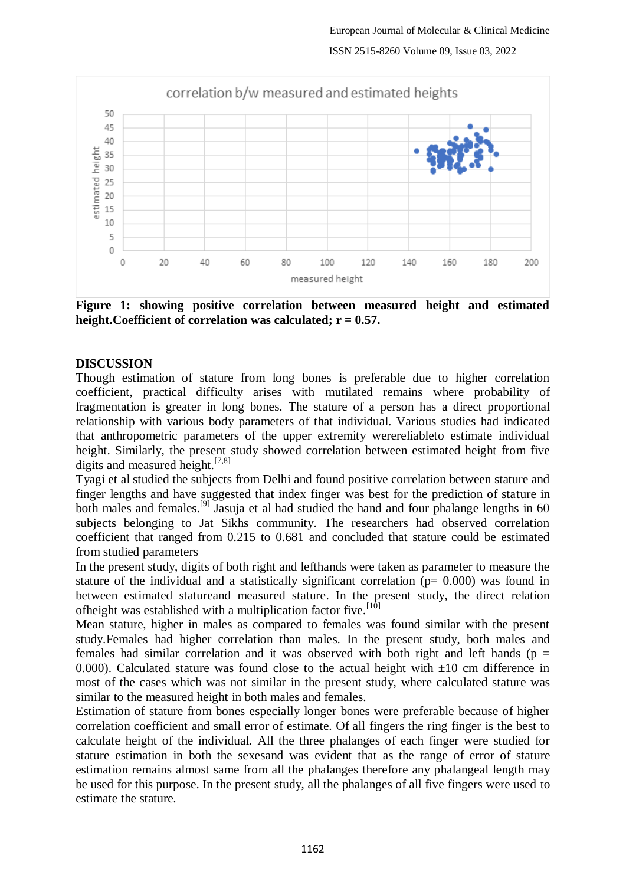**Figure 1: showing positive correlation between measured height and estimated height.Coefficient of correlation was calculated; r = 0.57.**

## DISCUSSION

Though estimation of stature from long bones is preferable due to higher correlation coefficient, practical difficulty arises with mutilated remains where probability of fragmentation is greater in long bones. The stature of a person has a direct proportional relationship with various body parameters of that individual. Various studies had indicated that anthropometric parameters of the upper extremity werereliableto estimate individual height. Similarly, the present study showed correlation between estimated height from five digits and measured height.[7,8]

Tyagi et al studied the subjects from Delhi and found positive correlation between stature and finger lengths and have suggested that index finger was best for the prediction of stature in both males and females.[9] Jasuja et al had studied the hand and four phalange lengths in 60 subjects belonging to Jat Sikhs community. The researchers had observed correlation coefficient that ranged from 0.215 to 0.681 and concluded that stature could be estimated from studied parameters

In the present study, digits of both right and lefthands were taken as parameter to measure the stature of the individual and a statistically significant correlation (p= 0.000) was found in between estimated statureand measured stature. In the present study, the direct relation ofheight was established with a multiplication factor five.[10]

Mean stature, higher in males as compared to females was found similar with the present study.Females had higher correlation than males. In the present study, both males and females had similar correlation and it was observed with both right and left hands (p = 0.000). Calculated stature was found close to the actual height with ±10 cm difference in most of the cases which was not similar in the present study, where calculated stature was similar to the measured height in both males and females.

Estimation of stature from bones especially longer bones were preferable because of higher correlation coefficient and small error of estimate. Of all fingers the ring finger is the best to calculate height of the individual. All the three phalanges of each finger were studied for stature estimation in both the sexesand was evident that as the range of error of stature estimation remains almost same from all the phalanges therefore any phalangeal length may be used for this purpose. In the present study, all the phalanges of all five fingers were used to estimate the stature.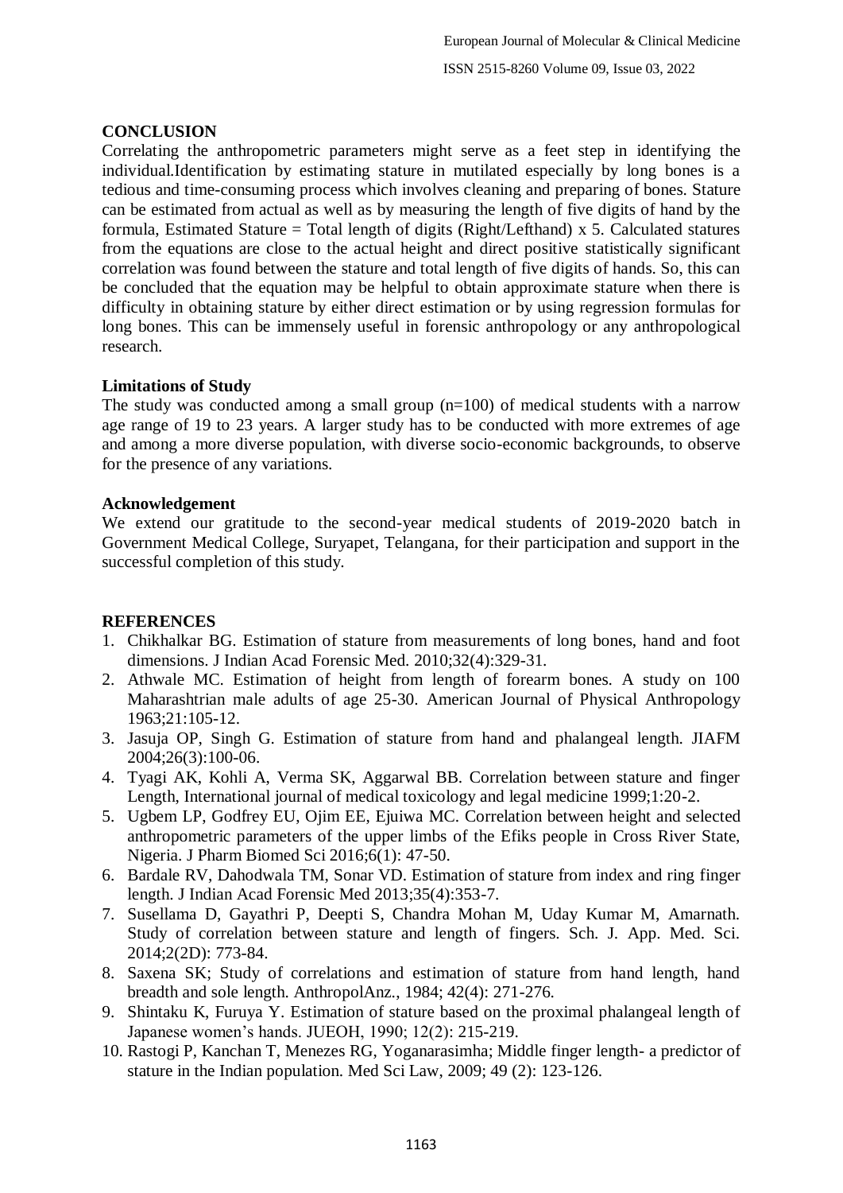## CONCLUSION

Correlating the anthropometric parameters might serve as a feet step in identifying the individual.Identification by estimating stature in mutilated especially by long bones is a tedious and time-consuming process which involves cleaning and preparing of bones. Stature can be estimated from actual as well as by measuring the length of five digits of hand by the formula, Estimated Stature = Total length of digits (Right/Lefthand) x 5. Calculated statures from the equations are close to the actual height and direct positive statistically significant correlation was found between the stature and total length of five digits of hands. So, this can be concluded that the equation may be helpful to obtain approximate stature when there is difficulty in obtaining stature by either direct estimation or by using regression formulas for long bones. This can be immensely useful in forensic anthropology or any anthropological research.

## Limitations of Study

The study was conducted among a small group (n=100) of medical students with a narrow age range of 19 to 23 years. A larger study has to be conducted with more extremes of age and among a more diverse population, with diverse socio-economic backgrounds, to observe for the presence of any variations.

## Acknowledgement

We extend our gratitude to the second-year medical students of 2019-2020 batch in Government Medical College, Suryapet, Telangana, for their participation and support in the successful completion of this study.

## REFERENCES

1. Chikhalkar BG. Estimation of stature from measurements of long bones, hand and foot dimensions. J Indian Acad Forensic Med. 2010;32(4):329-31.
2. Athwale MC. Estimation of height from length of forearm bones. A study on 100 Maharashtrian male adults of age 25-30. American Journal of Physical Anthropology 1963;21:105-12.
3. Jasuja OP, Singh G. Estimation of stature from hand and phalangeal length. JIAFM 2004;26(3):100-06.
4. Tyagi AK, Kohli A, Verma SK, Aggarwal BB. Correlation between stature and finger Length, International journal of medical toxicology and legal medicine 1999;1:20-2.
5. Ugbem LP, Godfrey EU, Ojim EE, Ejuiwa MC. Correlation between height and selected anthropometric parameters of the upper limbs of the Efiks people in Cross River State, Nigeria. J Pharm Biomed Sci 2016;6(1): 47-50.
6. Bardale RV, Dahodwala TM, Sonar VD. Estimation of stature from index and ring finger length. J Indian Acad Forensic Med 2013;35(4):353-7.
7. Susellama D, Gayathri P, Deepti S, Chandra Mohan M, Uday Kumar M, Amarnath. Study of correlation between stature and length of fingers. Sch. J. App. Med. Sci. 2014;2(2D): 773-84.
8. Saxena SK; Study of correlations and estimation of stature from hand length, hand breadth and sole length. AnthropolAnz., 1984; 42(4): 271-276.
9. Shintaku K, Furuya Y. Estimation of stature based on the proximal phalangeal length of Japanese women's hands. JUEOH, 1990; 12(2): 215-219.
10. Rastogi P, Kanchan T, Menezes RG, Yoganarasimha; Middle finger length- a predictor of stature in the Indian population. Med Sci Law, 2009; 49 (2): 123-126.